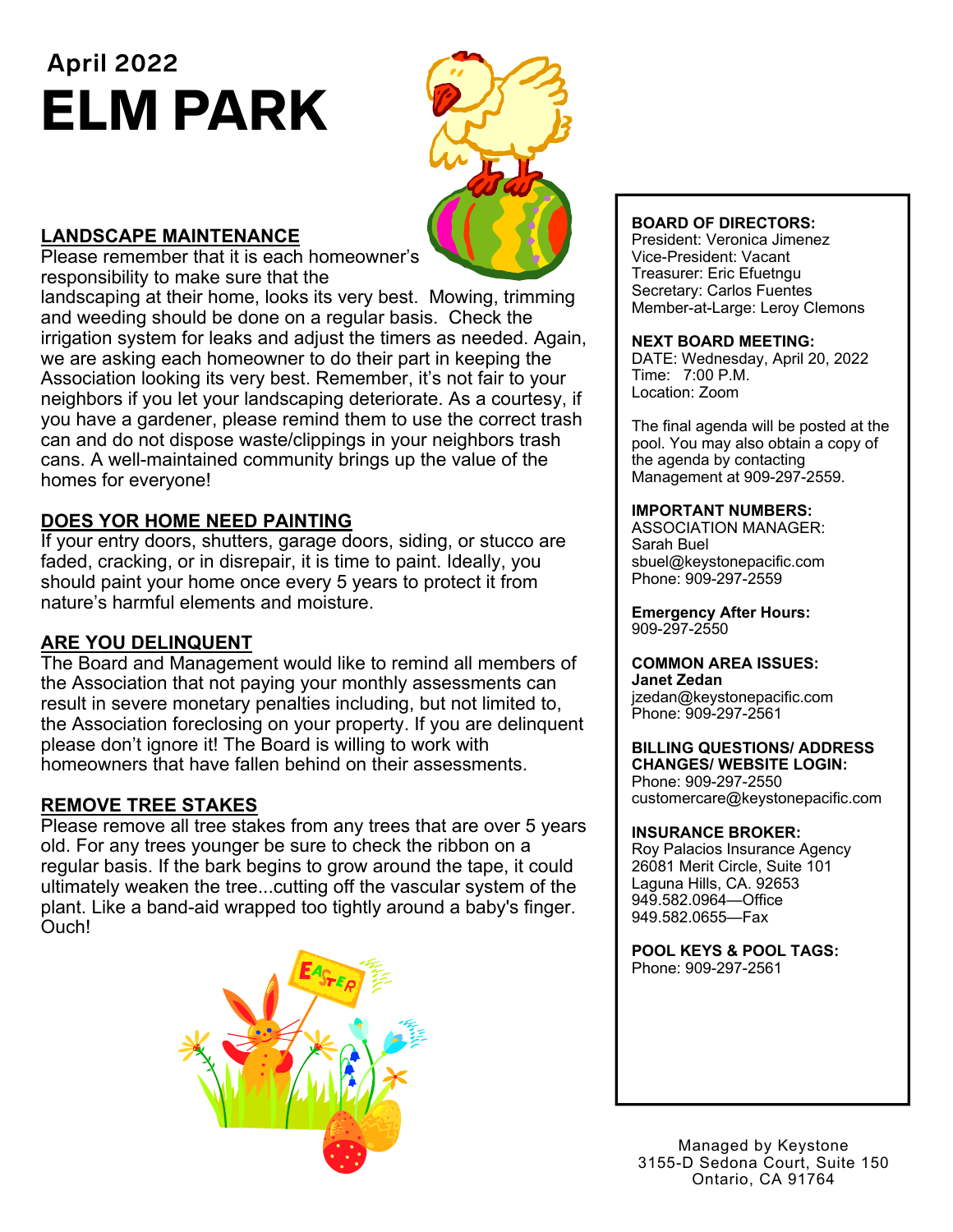April 2022

# ELM PARK

## LANDSCAPE MAINTENANCE

Please remember that it is each homeowner's responsibility to make sure that the landscaping at their home, looks its very best. Mowing, trimming and weeding should be done on a regular basis. Check the irrigation system for leaks and adjust the timers as needed. Again, we are asking each homeowner to do their part in keeping the Association looking its very best. Remember, it's not fair to your neighbors if you let your landscaping deteriorate. As a courtesy, if you have a gardener, please remind them to use the correct trash can and do not dispose waste/clippings in your neighbors trash cans. A well-maintained community brings up the value of the homes for everyone!

## DOES YOR HOME NEED PAINTING

If your entry doors, shutters, garage doors, siding, or stucco are faded, cracking, or in disrepair, it is time to paint. Ideally, you should paint your home once every 5 years to protect it from nature's harmful elements and moisture.

## ARE YOU DELINQUENT

The Board and Management would like to remind all members of the Association that not paying your monthly assessments can result in severe monetary penalties including, but not limited to, the Association foreclosing on your property. If you are delinquent please don't ignore it! The Board is willing to work with homeowners that have fallen behind on their assessments.

## REMOVE TREE STAKES

Please remove all tree stakes from any trees that are over 5 years old. For any trees younger be sure to check the ribbon on a regular basis. If the bark begins to grow around the tape, it could ultimately weaken the tree...cutting off the vascular system of the plant. Like a band-aid wrapped too tightly around a baby's finger. Ouch!

---

**BOARD OF DIRECTORS:**
President: Veronica Jimenez
Vice-President: Vacant
Treasurer: Eric Efuetngu
Secretary: Carlos Fuentes
Member-at-Large: Leroy Clemons

**NEXT BOARD MEETING:**
DATE: Wednesday, April 20, 2022
Time: 7:00 P.M.
Location: Zoom

The final agenda will be posted at the pool. You may also obtain a copy of the agenda by contacting Management at 909-297-2559.

**IMPORTANT NUMBERS:**
ASSOCIATION MANAGER:
Sarah Buel
sbuel@keystonepacific.com
Phone: 909-297-2559

**Emergency After Hours:**
909-297-2550

**COMMON AREA ISSUES:**
**Janet Zedan**
jzedan@keystonepacific.com
Phone: 909-297-2561

**BILLING QUESTIONS/ ADDRESS CHANGES/ WEBSITE LOGIN:**
Phone: 909-297-2550
customercare@keystonepacific.com

**INSURANCE BROKER:**
Roy Palacios Insurance Agency
26081 Merit Circle, Suite 101
Laguna Hills, CA. 92653
949.582.0964—Office
949.582.0655—Fax

**POOL KEYS & POOL TAGS:**
Phone: 909-297-2561

---

Managed by Keystone
3155-D Sedona Court, Suite 150
Ontario, CA 91764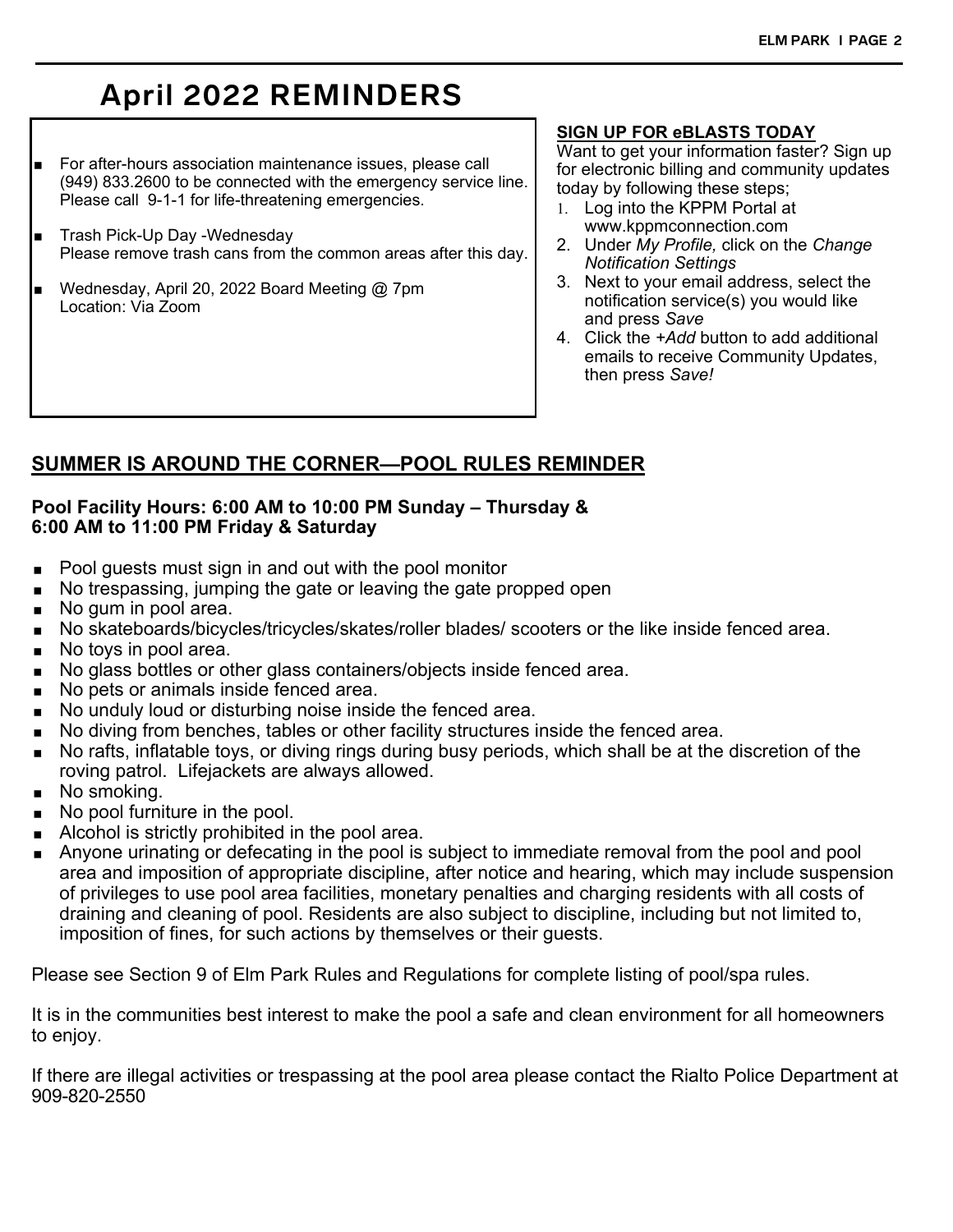# April 2022 REMINDERS

- For after-hours association maintenance issues, please call (949) 833.2600 to be connected with the emergency service line. Please call 9-1-1 for life-threatening emergencies.
- Trash Pick-Up Day -Wednesday
  Please remove trash cans from the common areas after this day.
- Wednesday, April 20, 2022 Board Meeting @ 7pm
  Location: Via Zoom

**SIGN UP FOR eBLASTS TODAY**

Want to get your information faster? Sign up for electronic billing and community updates today by following these steps;

1. Log into the KPPM Portal at www.kppmconnection.com
2. Under *My Profile,* click on the *Change Notification Settings*
3. Next to your email address, select the notification service(s) you would like and press *Save*
4. Click the *+Add* button to add additional emails to receive Community Updates, then press *Save!*

## SUMMER IS AROUND THE CORNER—POOL RULES REMINDER

**Pool Facility Hours: 6:00 AM to 10:00 PM Sunday – Thursday & 6:00 AM to 11:00 PM Friday & Saturday**

- Pool guests must sign in and out with the pool monitor
- No trespassing, jumping the gate or leaving the gate propped open
- No gum in pool area.
- No skateboards/bicycles/tricycles/skates/roller blades/ scooters or the like inside fenced area.
- No toys in pool area.
- No glass bottles or other glass containers/objects inside fenced area.
- No pets or animals inside fenced area.
- No unduly loud or disturbing noise inside the fenced area.
- No diving from benches, tables or other facility structures inside the fenced area.
- No rafts, inflatable toys, or diving rings during busy periods, which shall be at the discretion of the roving patrol. Lifejackets are always allowed.
- No smoking.
- No pool furniture in the pool.
- Alcohol is strictly prohibited in the pool area.
- Anyone urinating or defecating in the pool is subject to immediate removal from the pool and pool area and imposition of appropriate discipline, after notice and hearing, which may include suspension of privileges to use pool area facilities, monetary penalties and charging residents with all costs of draining and cleaning of pool. Residents are also subject to discipline, including but not limited to, imposition of fines, for such actions by themselves or their guests.

Please see Section 9 of Elm Park Rules and Regulations for complete listing of pool/spa rules.

It is in the communities best interest to make the pool a safe and clean environment for all homeowners to enjoy.

If there are illegal activities or trespassing at the pool area please contact the Rialto Police Department at 909-820-2550